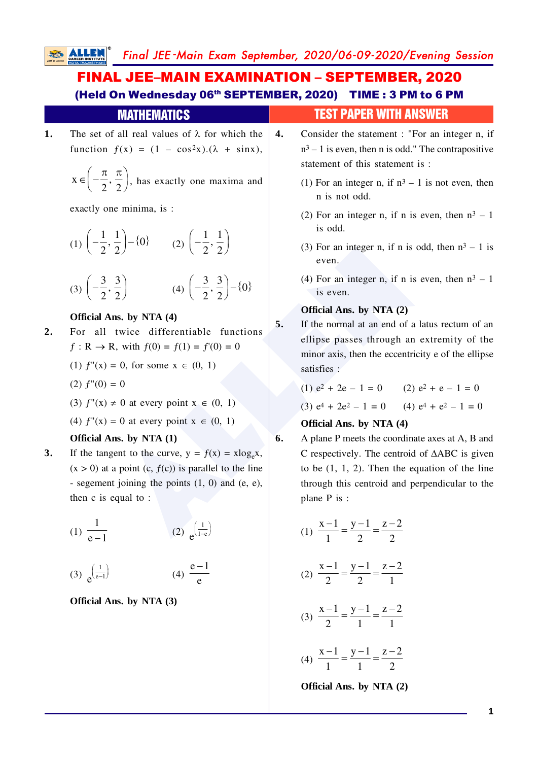# FINAL JEE–MAIN EXAMINATION – SEPTEMBER, 2020

**(Held On Wednesday 06th SEPTEMBER, 2020) TIME : 3 PM to 6 PM**

## MATHEMATICS

## TEST PAPER WITH ANSWER

**1.** The set of all real values of $\lambda$ for which the function $f(x) = (1 - \cos^2 x).(\lambda + \sin x)$, $x \in \left(-\frac{\pi}{2}, \frac{\pi}{2}\right)$, has exactly one maxima and exactly one minima, is :

(1) $\left(-\frac{1}{2}, \frac{1}{2}\right) - \{0\}$  (2) $\left(-\frac{1}{2}, \frac{1}{2}\right)$

(3) $\left(-\frac{3}{2}, \frac{3}{2}\right)$  (4) $\left(-\frac{3}{2}, \frac{3}{2}\right) - \{0\}$

**Official Ans. by NTA (4)**

**2.** For all twice differentiable functions $f : R \to R$, with $f(0) = f(1) = f'(0) = 0$

(1) $f''(x) = 0$, for some $x \in (0, 1)$

(2) $f''(0) = 0$

(3) $f''(x) \neq 0$ at every point $x \in (0, 1)$

(4) $f''(x) = 0$ at every point $x \in (0, 1)$

**Official Ans. by NTA (1)**

**3.** If the tangent to the curve, $y = f(x) = x\log_e x$, $(x > 0)$ at a point $(c, f(c))$ is parallel to the line - segement joining the points (1, 0) and (e, e), then c is equal to :

(1) $\frac{1}{e-1}$  (2) $e^{\left(\frac{1}{1-e}\right)}$

(3) $e^{\left(\frac{1}{e-1}\right)}$  (4) $\frac{e-1}{e}$

**Official Ans. by NTA (3)**

**4.** Consider the statement : "For an integer n, if $n^3 - 1$ is even, then n is odd." The contrapositive statement of this statement is :

(1) For an integer n, if $n^3 - 1$ is not even, then n is not odd.

(2) For an integer n, if n is even, then $n^3 - 1$ is odd.

(3) For an integer n, if n is odd, then $n^3 - 1$ is even.

(4) For an integer n, if n is even, then $n^3 - 1$ is even.

**Official Ans. by NTA (2)**

**5.** If the normal at an end of a latus rectum of an ellipse passes through an extremity of the minor axis, then the eccentricity e of the ellipse satisfies :

(1) $e^2 + 2e - 1 = 0$  (2) $e^2 + e - 1 = 0$

(3) $e^4 + 2e^2 - 1 = 0$  (4) $e^4 + e^2 - 1 = 0$

**Official Ans. by NTA (4)**

**6.** A plane P meets the coordinate axes at A, B and C respectively. The centroid of $\Delta ABC$ is given to be (1, 1, 2). Then the equation of the line through this centroid and perpendicular to the plane P is :

(1) $\frac{x-1}{1} = \frac{y-1}{2} = \frac{z-2}{2}$

(2) $\frac{x-1}{2} = \frac{y-1}{2} = \frac{z-2}{1}$

(3) $\frac{x-1}{2} = \frac{y-1}{1} = \frac{z-2}{1}$

(4) $\frac{x-1}{1} = \frac{y-1}{1} = \frac{z-2}{2}$

**Official Ans. by NTA (2)**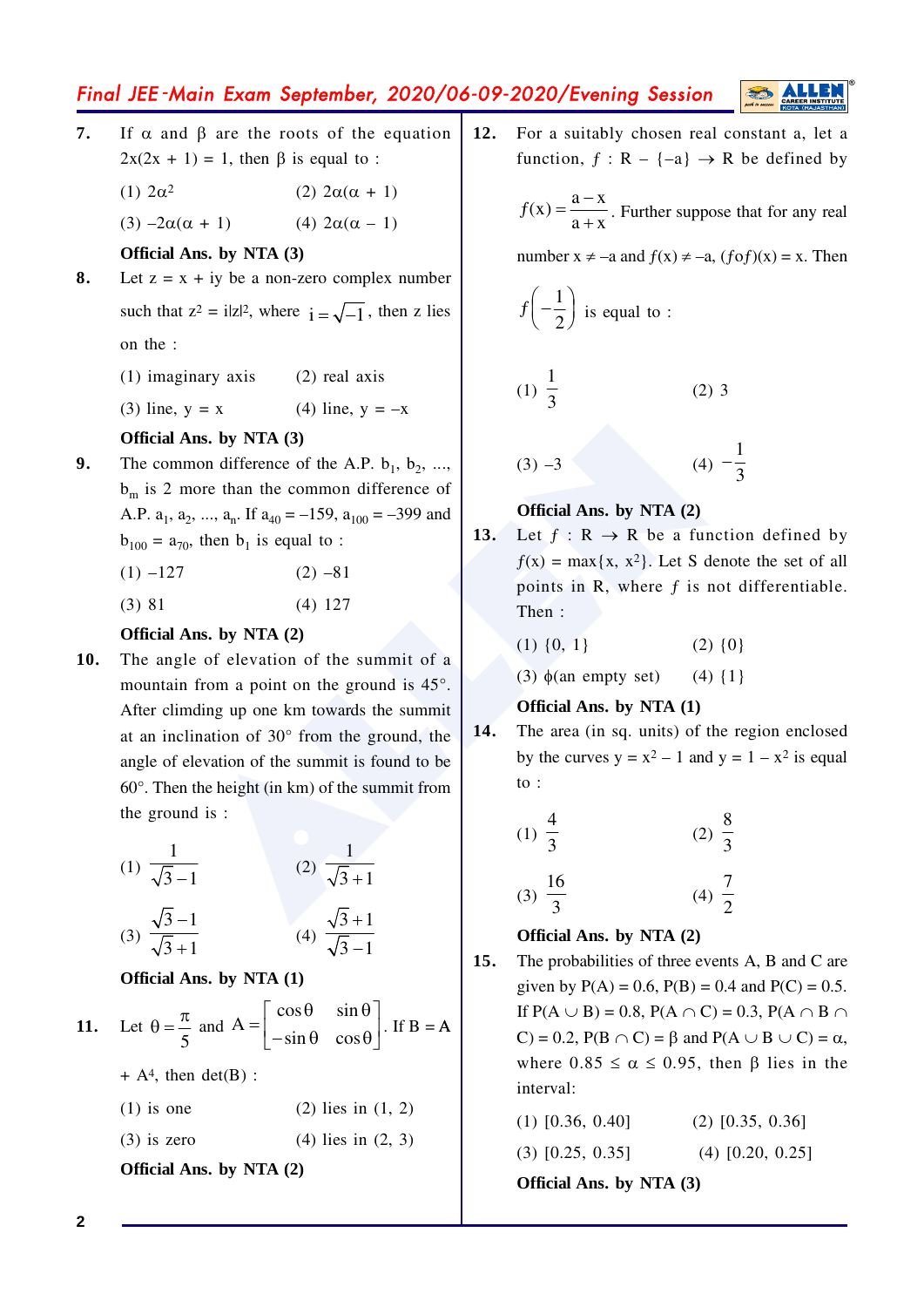**7.** If $\alpha$ and $\beta$ are the roots of the equation $2x(2x + 1) = 1$, then $\beta$ is equal to :

(1) $2\alpha^2$ (2) $2\alpha(\alpha + 1)$

(3) $-2\alpha(\alpha + 1)$ (4) $2\alpha(\alpha - 1)$

**Official Ans. by NTA (3)**

**8.** Let $z = x + iy$ be a non-zero complex number such that $z^2 = i|z|^2$, where $i = \sqrt{-1}$, then z lies on the :

(1) imaginary axis (2) real axis

(3) line, $y = x$ (4) line, $y = -x$

**Official Ans. by NTA (3)**

**9.** The common difference of the A.P. $b_1, b_2, ..., b_m$ is 2 more than the common difference of A.P. $a_1, a_2, ..., a_n$. If $a_{40} = -159$, $a_{100} = -399$ and $b_{100} = a_{70}$, then $b_1$ is equal to :

(1) $-127$ (2) $-81$

(3) $81$ (4) $127$

**Official Ans. by NTA (2)**

**10.** The angle of elevation of the summit of a mountain from a point on the ground is 45°. After climding up one km towards the summit at an inclination of 30° from the ground, the angle of elevation of the summit is found to be 60°. Then the height (in km) of the summit from the ground is :

(1) $\dfrac{1}{\sqrt{3}-1}$ (2) $\dfrac{1}{\sqrt{3}+1}$

(3) $\dfrac{\sqrt{3}-1}{\sqrt{3}+1}$ (4) $\dfrac{\sqrt{3}+1}{\sqrt{3}-1}$

**Official Ans. by NTA (1)**

**11.** Let $\theta = \dfrac{\pi}{5}$ and $A = \begin{bmatrix} \cos\theta & \sin\theta \\ -\sin\theta & \cos\theta \end{bmatrix}$. If $B = A + A^4$, then det(B) :

(1) is one (2) lies in (1, 2)

(3) is zero (4) lies in (2, 3)

**Official Ans. by NTA (2)**

**12.** For a suitably chosen real constant a, let a function, $f : R - \{-a\} \to R$ be defined by $f(x) = \dfrac{a-x}{a+x}$. Further suppose that for any real number $x \neq -a$ and $f(x) \neq -a$, $(fof)(x) = x$. Then $f\left(-\dfrac{1}{2}\right)$ is equal to :

(1) $\dfrac{1}{3}$ (2) 3

(3) $-3$ (4) $-\dfrac{1}{3}$

**Official Ans. by NTA (2)**

**13.** Let $f : R \to R$ be a function defined by $f(x) = \max\{x, x^2\}$. Let S denote the set of all points in R, where $f$ is not differentiable. Then :

(1) {0, 1} (2) {0}

(3) $\phi$(an empty set) (4) {1}

**Official Ans. by NTA (1)**

**14.** The area (in sq. units) of the region enclosed by the curves $y = x^2 - 1$ and $y = 1 - x^2$ is equal to :

(1) $\dfrac{4}{3}$ (2) $\dfrac{8}{3}$

(3) $\dfrac{16}{3}$ (4) $\dfrac{7}{2}$

**Official Ans. by NTA (2)**

**15.** The probabilities of three events A, B and C are given by $P(A) = 0.6$, $P(B) = 0.4$ and $P(C) = 0.5$. If $P(A \cup B) = 0.8$, $P(A \cap C) = 0.3$, $P(A \cap B \cap C) = 0.2$, $P(B \cap C) = \beta$ and $P(A \cup B \cup C) = \alpha$, where $0.85 \leq \alpha \leq 0.95$, then $\beta$ lies in the interval:

(1) [0.36, 0.40] (2) [0.35, 0.36]

(3) [0.25, 0.35] (4) [0.20, 0.25]

**Official Ans. by NTA (3)**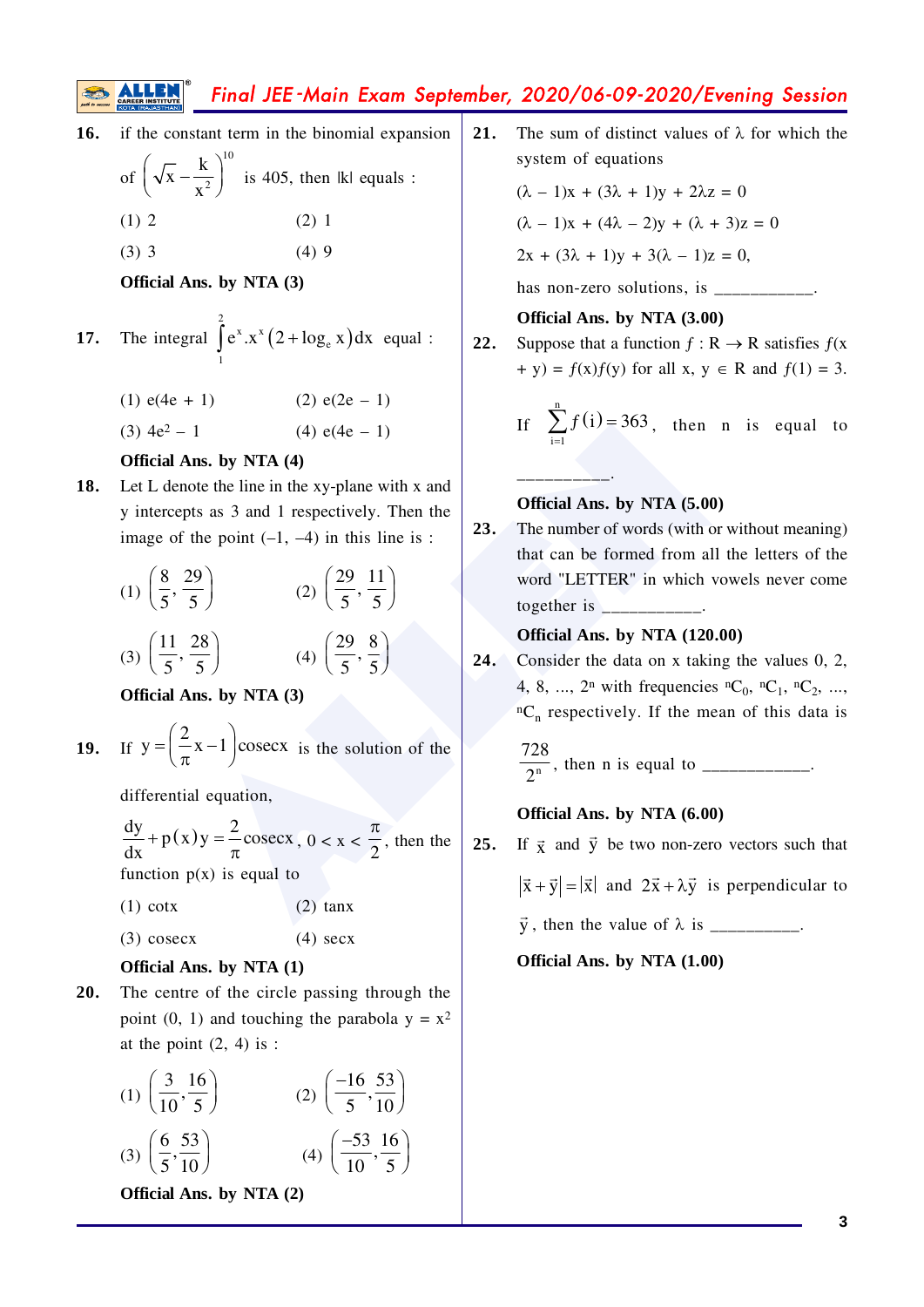**16.** if the constant term in the binomial expansion of $\left(\sqrt{x}-\frac{k}{x^2}\right)^{10}$ is 405, then |k| equals :

(1) 2 (2) 1

(3) 3 (4) 9

**Official Ans. by NTA (3)**

**17.** The integral $\int_1^2 e^x . x^x \left(2+\log_e x\right)dx$ equal :

(1) e(4e + 1) (2) e(2e – 1)

(3) $4e^2 - 1$ (4) e(4e – 1)

**Official Ans. by NTA (4)**

**18.** Let L denote the line in the xy-plane with x and y intercepts as 3 and 1 respectively. Then the image of the point (–1, –4) in this line is :

(1) $\left(\frac{8}{5}, \frac{29}{5}\right)$ (2) $\left(\frac{29}{5}, \frac{11}{5}\right)$

(3) $\left(\frac{11}{5}, \frac{28}{5}\right)$ (4) $\left(\frac{29}{5}, \frac{8}{5}\right)$

**Official Ans. by NTA (3)**

**19.** If $y=\left(\frac{2}{\pi}x-1\right)\text{cosec}x$ is the solution of the differential equation,

$\frac{dy}{dx}+p(x)y=\frac{2}{\pi}\text{cosec}x$, $0 < x < \frac{\pi}{2}$, then the function p(x) is equal to

(1) cotx (2) tanx

(3) cosecx (4) secx

**Official Ans. by NTA (1)**

**20.** The centre of the circle passing through the point (0, 1) and touching the parabola $y = x^2$ at the point (2, 4) is :

(1) $\left(\frac{3}{10}, \frac{16}{5}\right)$ (2) $\left(\frac{-16}{5}, \frac{53}{10}\right)$

(3) $\left(\frac{6}{5}, \frac{53}{10}\right)$ (4) $\left(\frac{-53}{10}, \frac{16}{5}\right)$

**Official Ans. by NTA (2)**

**21.** The sum of distinct values of λ for which the system of equations

$(\lambda - 1)x + (3\lambda + 1)y + 2\lambda z = 0$

$(\lambda - 1)x + (4\lambda - 2)y + (\lambda + 3)z = 0$

$2x + (3\lambda + 1)y + 3(\lambda - 1)z = 0$,

has non-zero solutions, is ___________.

**Official Ans. by NTA (3.00)**

**22.** Suppose that a function $f : R \to R$ satisfies $f(x + y) = f(x)f(y)$ for all x, y ∈ R and $f(1) = 3$.

If $\sum_{i=1}^{n} f(i) = 363$, then n is equal to __________.

**Official Ans. by NTA (5.00)**

**23.** The number of words (with or without meaning) that can be formed from all the letters of the word "LETTER" in which vowels never come together is ___________.

**Official Ans. by NTA (120.00)**

**24.** Consider the data on x taking the values 0, 2, 4, 8, ..., $2^n$ with frequencies ${}^nC_0$, ${}^nC_1$, ${}^nC_2$, ..., ${}^nC_n$ respectively. If the mean of this data is $\frac{728}{2^n}$, then n is equal to ____________.

**Official Ans. by NTA (6.00)**

**25.** If $\vec{x}$ and $\vec{y}$ be two non-zero vectors such that $|\vec{x}+\vec{y}|=|\vec{x}|$ and $2\vec{x}+\lambda\vec{y}$ is perpendicular to $\vec{y}$, then the value of λ is __________.

**Official Ans. by NTA (1.00)**